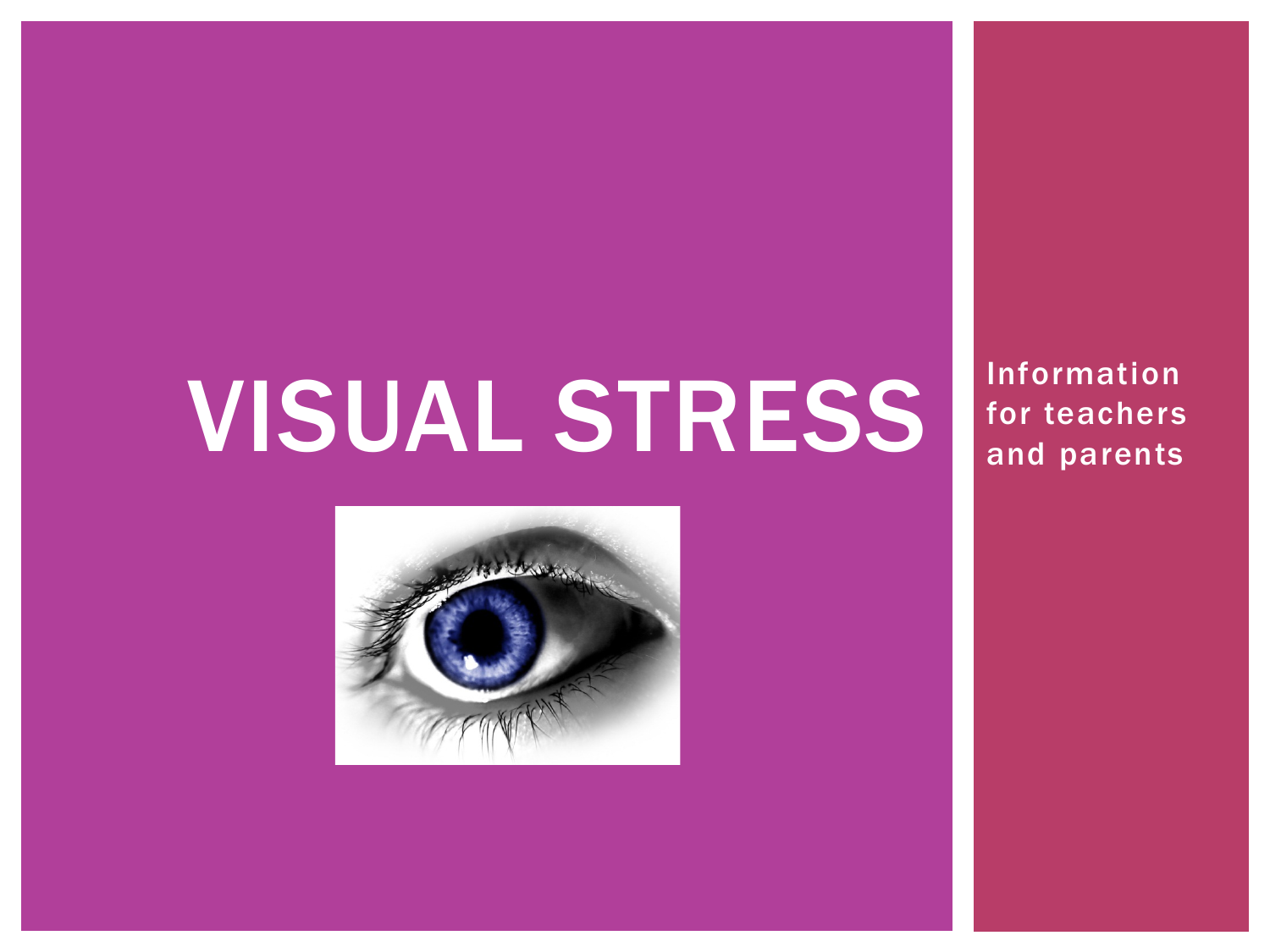# VISUAL STRESS

Information for teachers and parents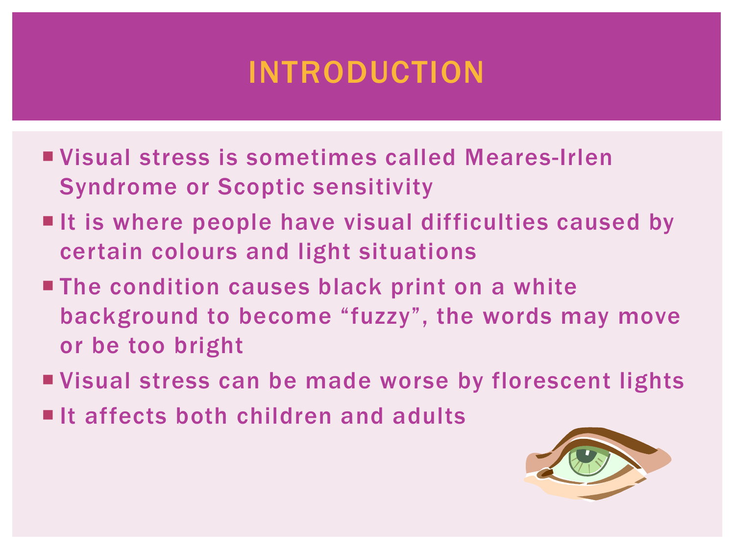# INTRODUCTION

- Visual stress is sometimes called Meares-Irlen Syndrome or Scoptic sensitivity
- It is where people have visual difficulties caused by certain colours and light situations
- The condition causes black print on a white background to become "fuzzy", the words may move or be too bright
- Visual stress can be made worse by florescent lights
- It affects both children and adults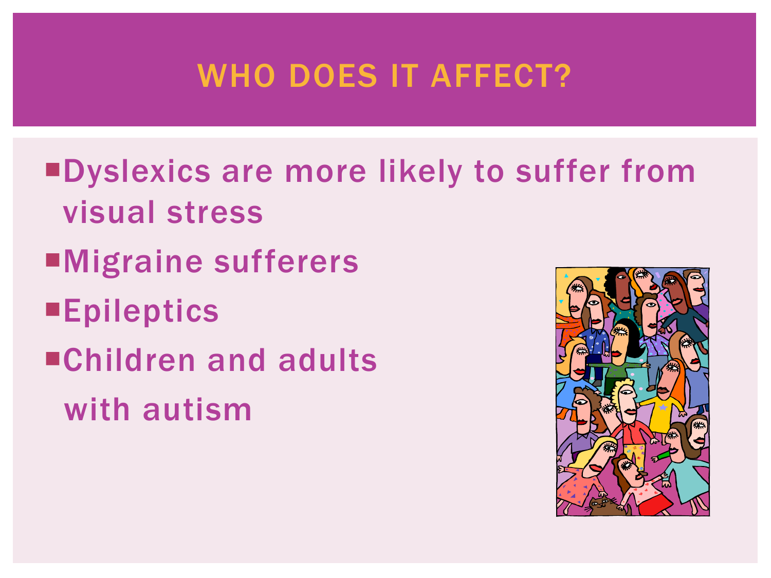# WHO DOES IT AFFECT?

- Dyslexics are more likely to suffer from visual stress
- Migraine sufferers
- Epileptics
- Children and adults with autism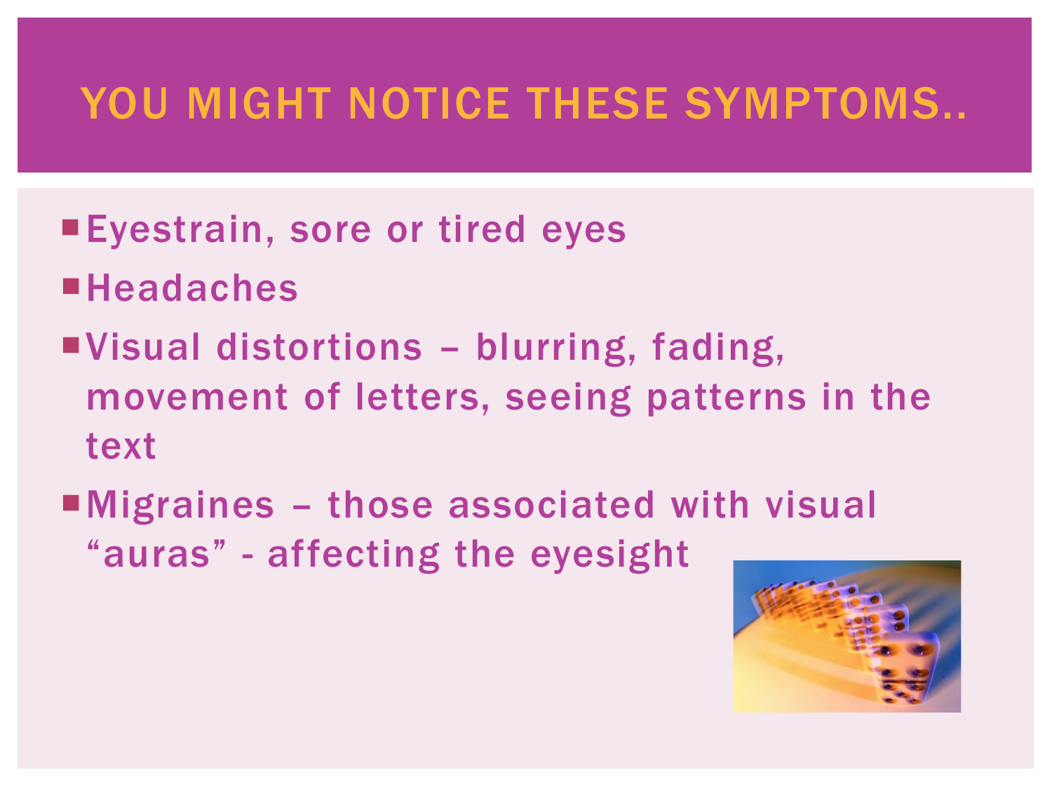# YOU MIGHT NOTICE THESE SYMPTOMS..

- Eyestrain, sore or tired eyes
- Headaches
- Visual distortions – blurring, fading, movement of letters, seeing patterns in the text
- Migraines – those associated with visual "auras" - affecting the eyesight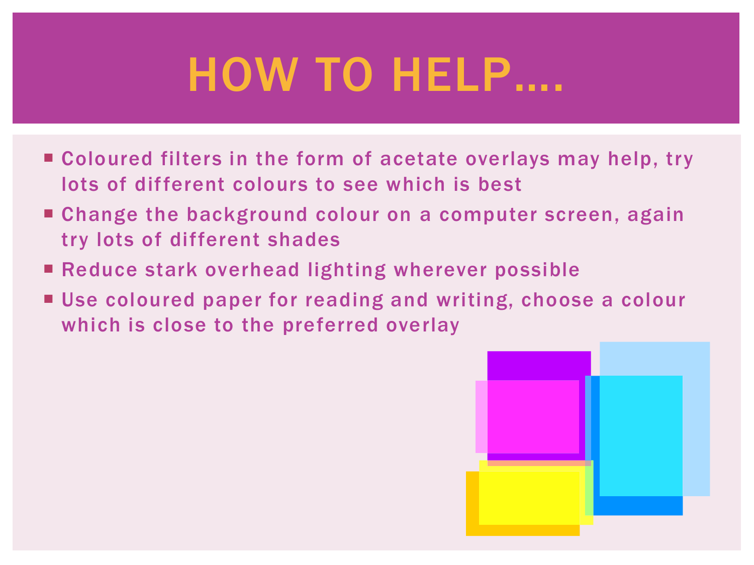# HOW TO HELP….

- Coloured filters in the form of acetate overlays may help, try lots of different colours to see which is best
- Change the background colour on a computer screen, again try lots of different shades
- Reduce stark overhead lighting wherever possible
- Use coloured paper for reading and writing, choose a colour which is close to the preferred overlay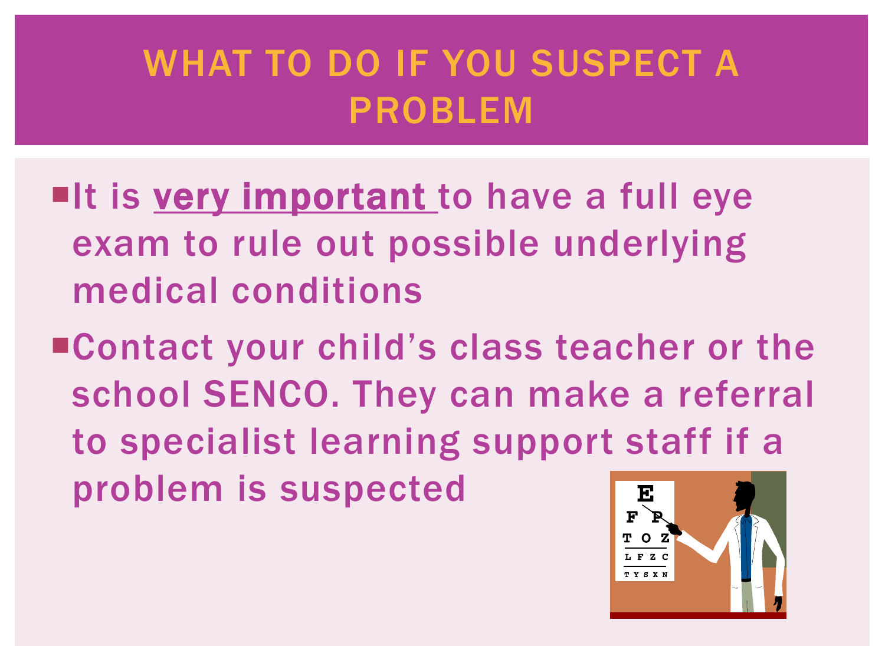# WHAT TO DO IF YOU SUSPECT A PROBLEM

- It is <u>very important</u> to have a full eye exam to rule out possible underlying medical conditions
- Contact your child's class teacher or the school SENCO. They can make a referral to specialist learning support staff if a problem is suspected